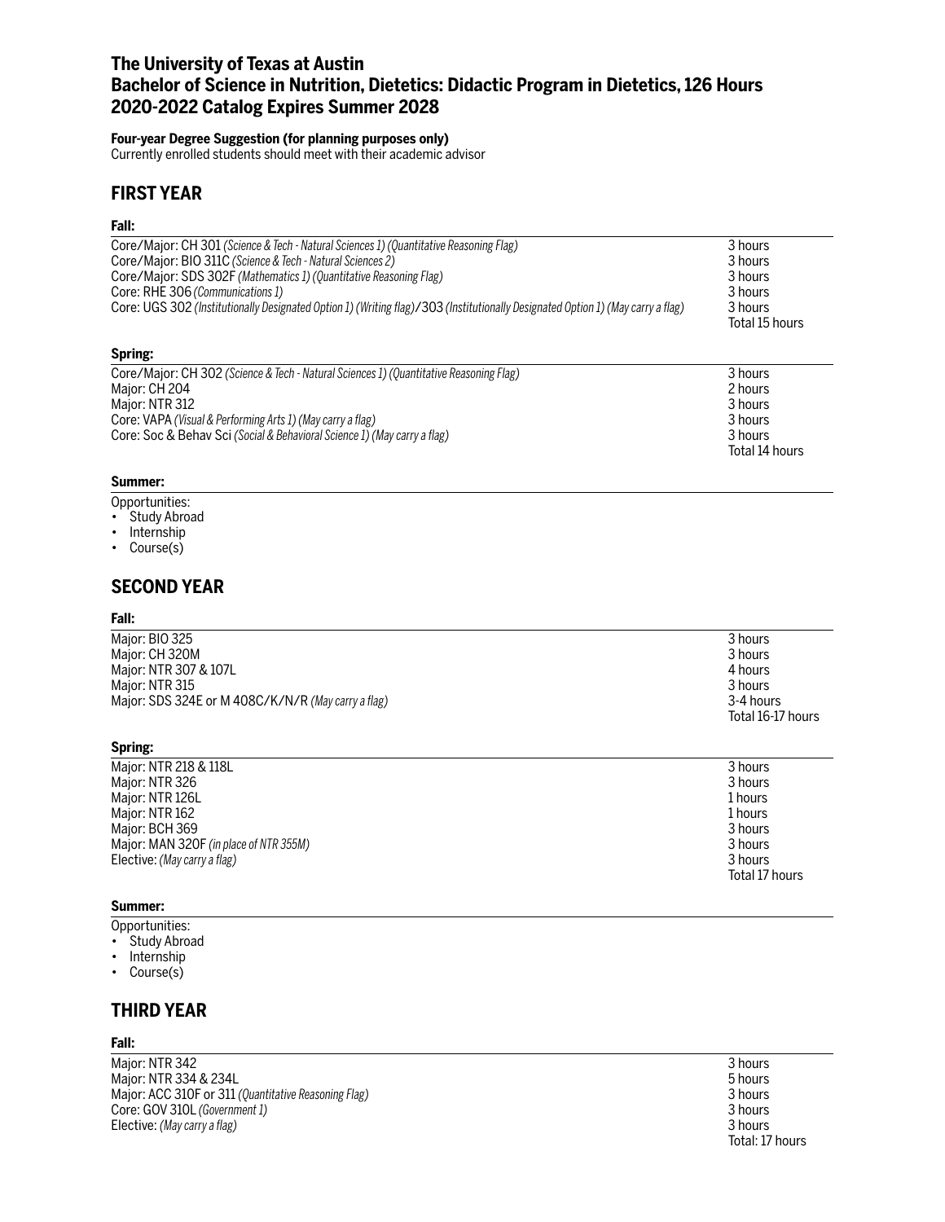# The University of Texas at Austin
# Bachelor of Science in Nutrition, Dietetics: Didactic Program in Dietetics, 126 Hours
# 2020-2022 Catalog Expires Summer 2028

**Four-year Degree Suggestion (for planning purposes only)**
Currently enrolled students should meet with their academic advisor

## FIRST YEAR

### Fall:

| Course | Hours |
|---|---|
| Core/Major: CH 301 *(Science & Tech - Natural Sciences 1) (Quantitative Reasoning Flag)* | 3 hours |
| Core/Major: BIO 311C *(Science & Tech - Natural Sciences 2)* | 3 hours |
| Core/Major: SDS 302F *(Mathematics 1) (Quantitative Reasoning Flag)* | 3 hours |
| Core: RHE 306 *(Communications 1)* | 3 hours |
| Core: UGS 302 *(Institutionally Designated Option 1) (Writing flag)*/303 *(Institutionally Designated Option 1) (May carry a flag)* | 3 hours |
| | Total 15 hours |

### Spring:

| Course | Hours |
|---|---|
| Core/Major: CH 302 *(Science & Tech - Natural Sciences 1) (Quantitative Reasoning Flag)* | 3 hours |
| Major: CH 204 | 2 hours |
| Major: NTR 312 | 3 hours |
| Core: VAPA *(Visual & Performing Arts 1) (May carry a flag)* | 3 hours |
| Core: Soc & Behav Sci *(Social & Behavioral Science 1) (May carry a flag)* | 3 hours |
| | Total 14 hours |

### Summer:

Opportunities:
- Study Abroad
- Internship
- Course(s)

## SECOND YEAR

### Fall:

| Course | Hours |
|---|---|
| Major: BIO 325 | 3 hours |
| Major: CH 320M | 3 hours |
| Major: NTR 307 & 107L | 4 hours |
| Major: NTR 315 | 3 hours |
| Major: SDS 324E or M 408C/K/N/R *(May carry a flag)* | 3-4 hours |
| | Total 16-17 hours |

### Spring:

| Course | Hours |
|---|---|
| Major: NTR 218 & 118L | 3 hours |
| Major: NTR 326 | 3 hours |
| Major: NTR 126L | 1 hours |
| Major: NTR 162 | 1 hours |
| Major: BCH 369 | 3 hours |
| Major: MAN 320F *(in place of NTR 355M)* | 3 hours |
| Elective: *(May carry a flag)* | 3 hours |
| | Total 17 hours |

### Summer:

Opportunities:
- Study Abroad
- Internship
- Course(s)

## THIRD YEAR

### Fall:

| Course | Hours |
|---|---|
| Major: NTR 342 | 3 hours |
| Major: NTR 334 & 234L | 5 hours |
| Major: ACC 310F or 311 *(Quantitative Reasoning Flag)* | 3 hours |
| Core: GOV 310L *(Government 1)* | 3 hours |
| Elective: *(May carry a flag)* | 3 hours |
| | Total: 17 hours |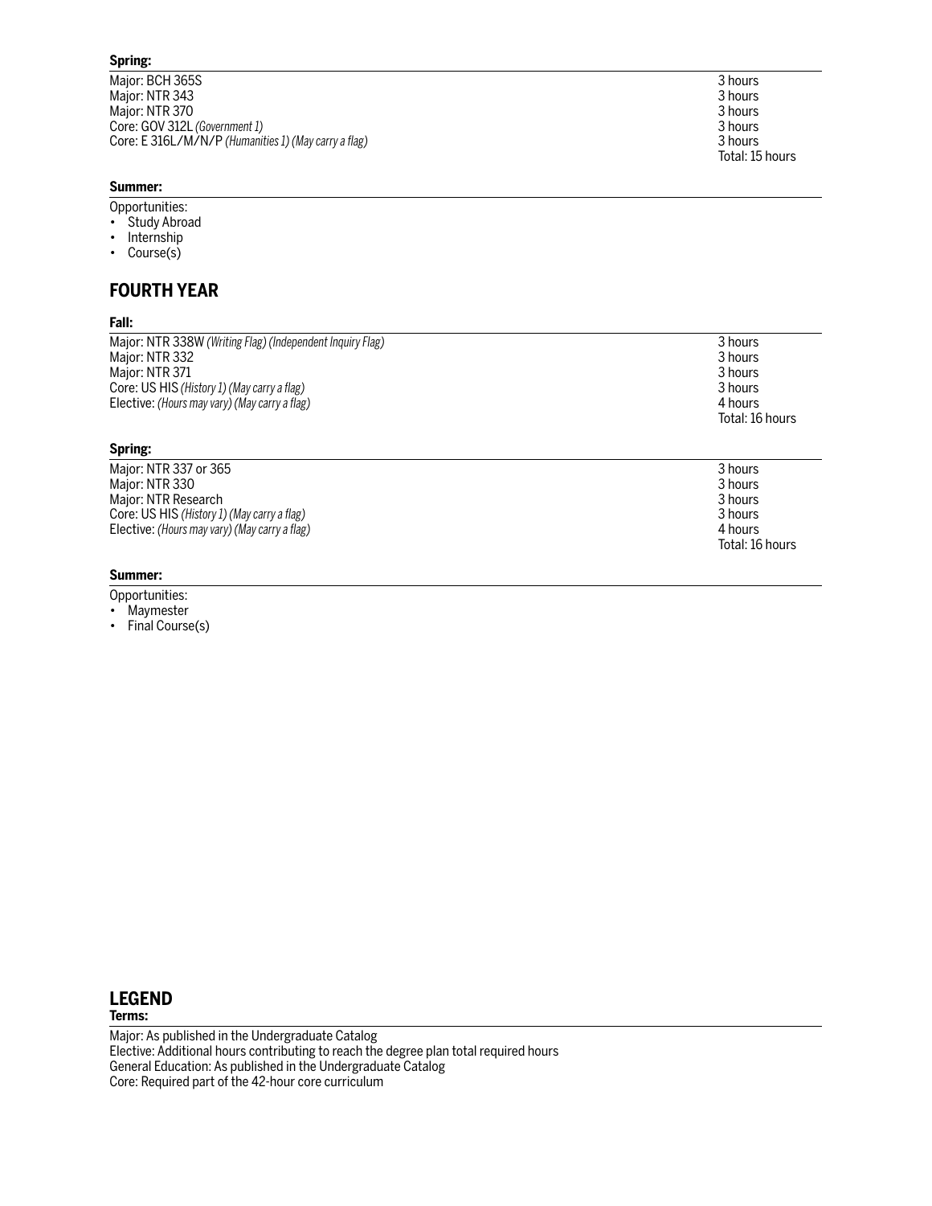**Spring:**

| | |
|---|---|
| Major: BCH 365S | 3 hours |
| Major: NTR 343 | 3 hours |
| Major: NTR 370 | 3 hours |
| Core: GOV 312L *(Government 1)* | 3 hours |
| Core: E 316L/M/N/P *(Humanities 1) (May carry a flag)* | 3 hours |
| | Total: 15 hours |

**Summer:**

Opportunities:
- Study Abroad
- Internship
- Course(s)

## FOURTH YEAR

**Fall:**

| | |
|---|---|
| Major: NTR 338W *(Writing Flag) (Independent Inquiry Flag)* | 3 hours |
| Major: NTR 332 | 3 hours |
| Major: NTR 371 | 3 hours |
| Core: US HIS *(History 1) (May carry a flag)* | 3 hours |
| Elective: *(Hours may vary) (May carry a flag)* | 4 hours |
| | Total: 16 hours |

**Spring:**

| | |
|---|---|
| Major: NTR 337 or 365 | 3 hours |
| Major: NTR 330 | 3 hours |
| Major: NTR Research | 3 hours |
| Core: US HIS *(History 1) (May carry a flag)* | 3 hours |
| Elective: *(Hours may vary) (May carry a flag)* | 4 hours |
| | Total: 16 hours |

**Summer:**

Opportunities:
- Maymester
- Final Course(s)

## LEGEND

**Terms:**

Major: As published in the Undergraduate Catalog
Elective: Additional hours contributing to reach the degree plan total required hours
General Education: As published in the Undergraduate Catalog
Core: Required part of the 42-hour core curriculum